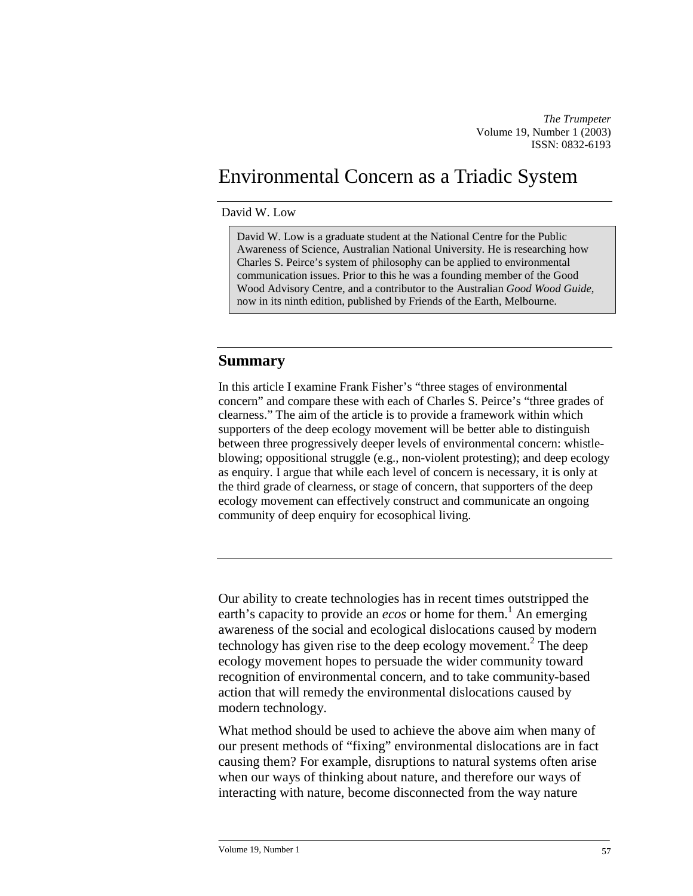# Environmental Concern as a Triadic System

David W. Low

David W. Low is a graduate student at the National Centre for the Public Awareness of Science, Australian National University. He is researching how Charles S. Peirce's system of philosophy can be applied to environmental communication issues. Prior to this he was a founding member of the Good Wood Advisory Centre, and a contributor to the Australian *Good Wood Guide*, now in its ninth edition, published by Friends of the Earth, Melbourne.

## Summary

In this article I examine Frank Fisher's "three stages of environmental concern" and compare these with each of Charles S. Peirce's "three grades of clearness." The aim of the article is to provide a framework within which supporters of the deep ecology movement will be better able to distinguish between three progressively deeper levels of environmental concern: whistle-blowing; oppositional struggle (e.g., non-violent protesting); and deep ecology as enquiry. I argue that while each level of concern is necessary, it is only at the third grade of clearness, or stage of concern, that supporters of the deep ecology movement can effectively construct and communicate an ongoing community of deep enquiry for ecosophical living.

Our ability to create technologies has in recent times outstripped the earth's capacity to provide an *ecos* or home for them.[1] An emerging awareness of the social and ecological dislocations caused by modern technology has given rise to the deep ecology movement.[2] The deep ecology movement hopes to persuade the wider community toward recognition of environmental concern, and to take community-based action that will remedy the environmental dislocations caused by modern technology.

What method should be used to achieve the above aim when many of our present methods of "fixing" environmental dislocations are in fact causing them? For example, disruptions to natural systems often arise when our ways of thinking about nature, and therefore our ways of interacting with nature, become disconnected from the way nature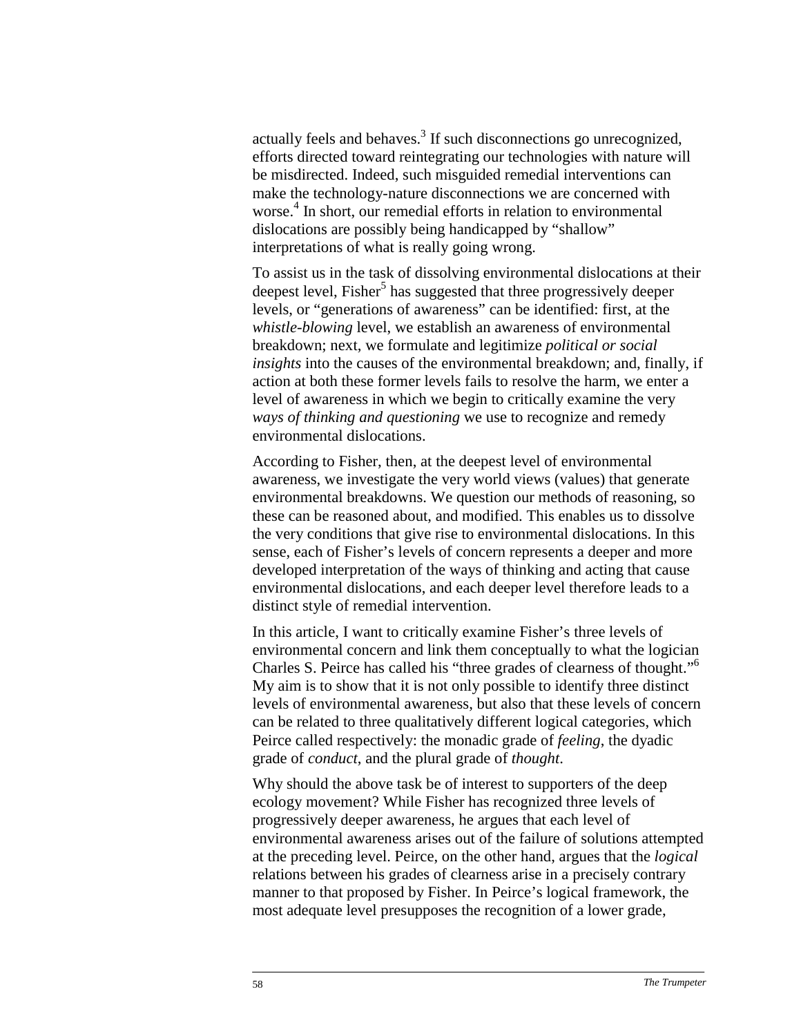actually feels and behaves.[3] If such disconnections go unrecognized, efforts directed toward reintegrating our technologies with nature will be misdirected. Indeed, such misguided remedial interventions can make the technology-nature disconnections we are concerned with worse.[4] In short, our remedial efforts in relation to environmental dislocations are possibly being handicapped by "shallow" interpretations of what is really going wrong.

To assist us in the task of dissolving environmental dislocations at their deepest level, Fisher[5] has suggested that three progressively deeper levels, or "generations of awareness" can be identified: first, at the *whistle-blowing* level, we establish an awareness of environmental breakdown; next, we formulate and legitimize *political or social insights* into the causes of the environmental breakdown; and, finally, if action at both these former levels fails to resolve the harm, we enter a level of awareness in which we begin to critically examine the very *ways of thinking and questioning* we use to recognize and remedy environmental dislocations.

According to Fisher, then, at the deepest level of environmental awareness, we investigate the very world views (values) that generate environmental breakdowns. We question our methods of reasoning, so these can be reasoned about, and modified. This enables us to dissolve the very conditions that give rise to environmental dislocations. In this sense, each of Fisher's levels of concern represents a deeper and more developed interpretation of the ways of thinking and acting that cause environmental dislocations, and each deeper level therefore leads to a distinct style of remedial intervention.

In this article, I want to critically examine Fisher's three levels of environmental concern and link them conceptually to what the logician Charles S. Peirce has called his "three grades of clearness of thought."[6] My aim is to show that it is not only possible to identify three distinct levels of environmental awareness, but also that these levels of concern can be related to three qualitatively different logical categories, which Peirce called respectively: the monadic grade of *feeling*, the dyadic grade of *conduct*, and the plural grade of *thought*.

Why should the above task be of interest to supporters of the deep ecology movement? While Fisher has recognized three levels of progressively deeper awareness, he argues that each level of environmental awareness arises out of the failure of solutions attempted at the preceding level. Peirce, on the other hand, argues that the *logical* relations between his grades of clearness arise in a precisely contrary manner to that proposed by Fisher. In Peirce's logical framework, the most adequate level presupposes the recognition of a lower grade,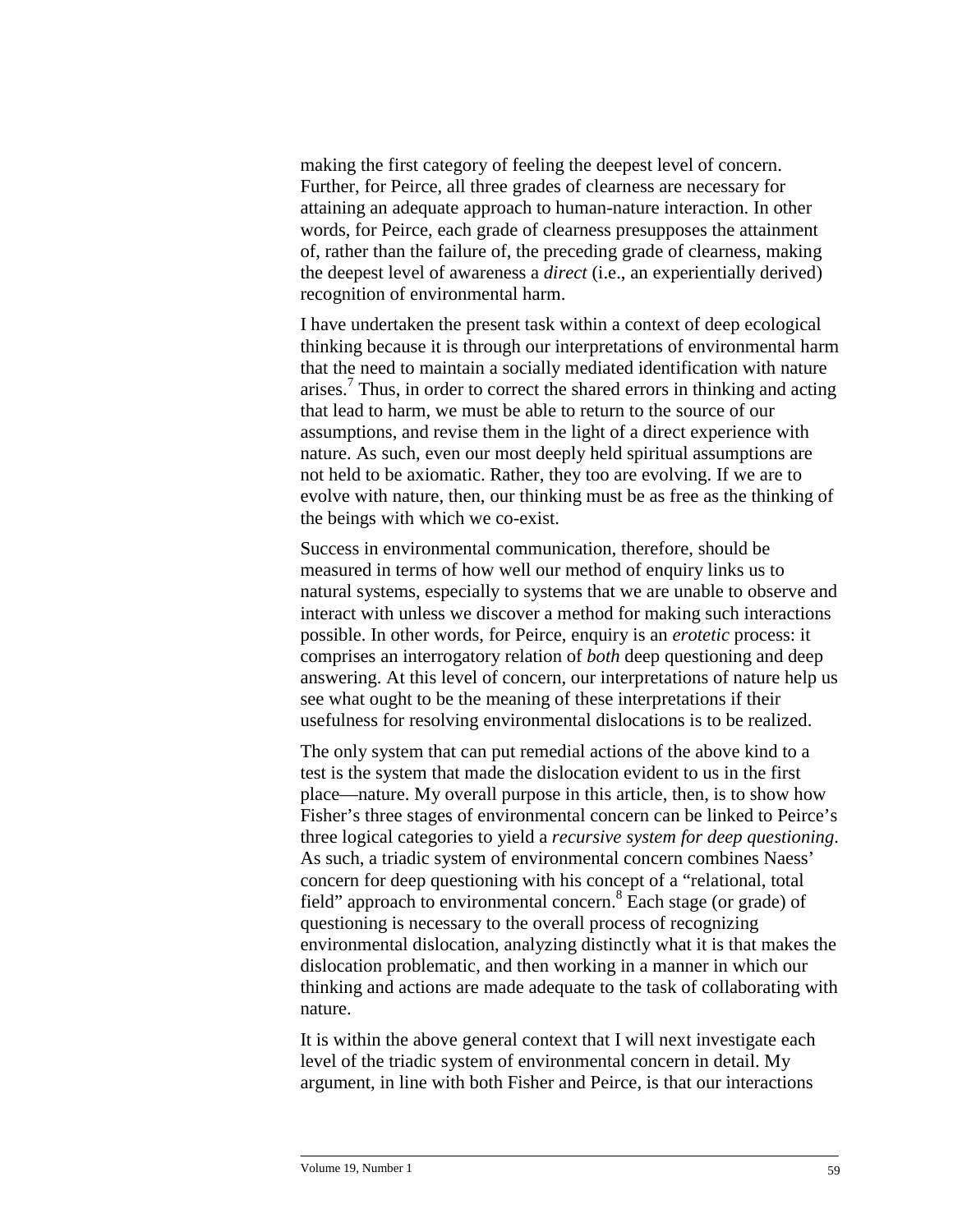making the first category of feeling the deepest level of concern. Further, for Peirce, all three grades of clearness are necessary for attaining an adequate approach to human-nature interaction. In other words, for Peirce, each grade of clearness presupposes the attainment of, rather than the failure of, the preceding grade of clearness, making the deepest level of awareness a *direct* (i.e., an experientially derived) recognition of environmental harm.

I have undertaken the present task within a context of deep ecological thinking because it is through our interpretations of environmental harm that the need to maintain a socially mediated identification with nature arises.[7] Thus, in order to correct the shared errors in thinking and acting that lead to harm, we must be able to return to the source of our assumptions, and revise them in the light of a direct experience with nature. As such, even our most deeply held spiritual assumptions are not held to be axiomatic. Rather, they too are evolving. If we are to evolve with nature, then, our thinking must be as free as the thinking of the beings with which we co-exist.

Success in environmental communication, therefore, should be measured in terms of how well our method of enquiry links us to natural systems, especially to systems that we are unable to observe and interact with unless we discover a method for making such interactions possible. In other words, for Peirce, enquiry is an *erotetic* process: it comprises an interrogatory relation of *both* deep questioning and deep answering. At this level of concern, our interpretations of nature help us see what ought to be the meaning of these interpretations if their usefulness for resolving environmental dislocations is to be realized.

The only system that can put remedial actions of the above kind to a test is the system that made the dislocation evident to us in the first place—nature. My overall purpose in this article, then, is to show how Fisher's three stages of environmental concern can be linked to Peirce's three logical categories to yield a *recursive system for deep questioning*. As such, a triadic system of environmental concern combines Naess' concern for deep questioning with his concept of a "relational, total field" approach to environmental concern.[8] Each stage (or grade) of questioning is necessary to the overall process of recognizing environmental dislocation, analyzing distinctly what it is that makes the dislocation problematic, and then working in a manner in which our thinking and actions are made adequate to the task of collaborating with nature.

It is within the above general context that I will next investigate each level of the triadic system of environmental concern in detail. My argument, in line with both Fisher and Peirce, is that our interactions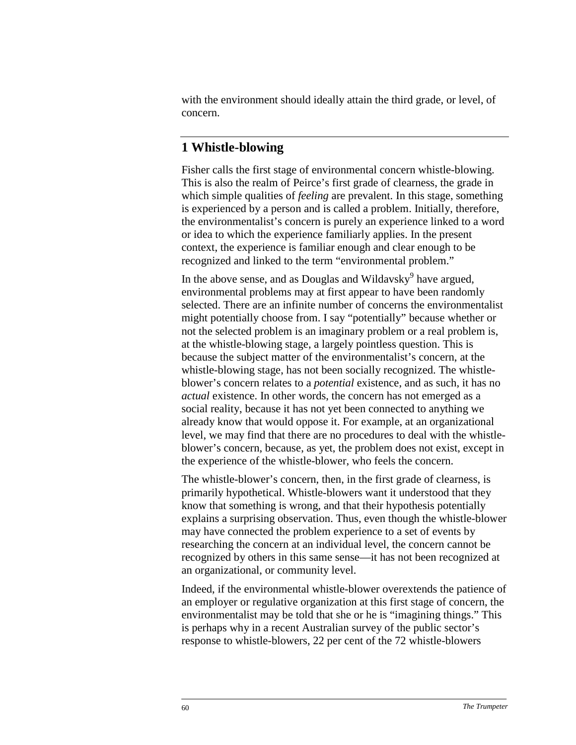with the environment should ideally attain the third grade, or level, of concern.

## 1 Whistle-blowing

Fisher calls the first stage of environmental concern whistle-blowing. This is also the realm of Peirce's first grade of clearness, the grade in which simple qualities of *feeling* are prevalent. In this stage, something is experienced by a person and is called a problem. Initially, therefore, the environmentalist's concern is purely an experience linked to a word or idea to which the experience familiarly applies. In the present context, the experience is familiar enough and clear enough to be recognized and linked to the term "environmental problem."

In the above sense, and as Douglas and Wildavsky[9] have argued, environmental problems may at first appear to have been randomly selected. There are an infinite number of concerns the environmentalist might potentially choose from. I say "potentially" because whether or not the selected problem is an imaginary problem or a real problem is, at the whistle-blowing stage, a largely pointless question. This is because the subject matter of the environmentalist's concern, at the whistle-blowing stage, has not been socially recognized. The whistle-blower's concern relates to a *potential* existence, and as such, it has no *actual* existence. In other words, the concern has not emerged as a social reality, because it has not yet been connected to anything we already know that would oppose it. For example, at an organizational level, we may find that there are no procedures to deal with the whistle-blower's concern, because, as yet, the problem does not exist, except in the experience of the whistle-blower, who feels the concern.

The whistle-blower's concern, then, in the first grade of clearness, is primarily hypothetical. Whistle-blowers want it understood that they know that something is wrong, and that their hypothesis potentially explains a surprising observation. Thus, even though the whistle-blower may have connected the problem experience to a set of events by researching the concern at an individual level, the concern cannot be recognized by others in this same sense—it has not been recognized at an organizational, or community level.

Indeed, if the environmental whistle-blower overextends the patience of an employer or regulative organization at this first stage of concern, the environmentalist may be told that she or he is "imagining things." This is perhaps why in a recent Australian survey of the public sector's response to whistle-blowers, 22 per cent of the 72 whistle-blowers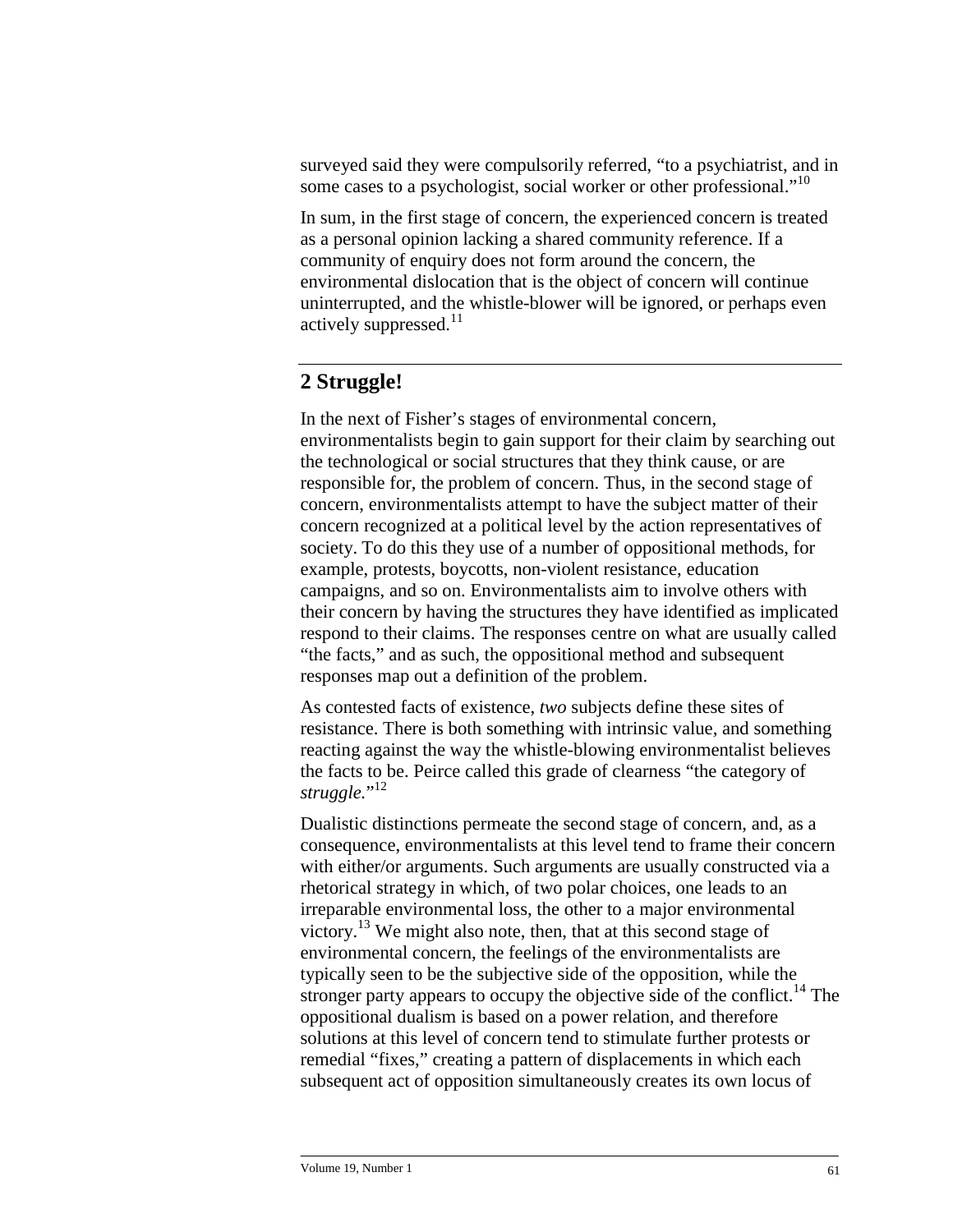surveyed said they were compulsorily referred, "to a psychiatrist, and in some cases to a psychologist, social worker or other professional."[10]

In sum, in the first stage of concern, the experienced concern is treated as a personal opinion lacking a shared community reference. If a community of enquiry does not form around the concern, the environmental dislocation that is the object of concern will continue uninterrupted, and the whistle-blower will be ignored, or perhaps even actively suppressed.[11]

## 2 Struggle!

In the next of Fisher's stages of environmental concern, environmentalists begin to gain support for their claim by searching out the technological or social structures that they think cause, or are responsible for, the problem of concern. Thus, in the second stage of concern, environmentalists attempt to have the subject matter of their concern recognized at a political level by the action representatives of society. To do this they use of a number of oppositional methods, for example, protests, boycotts, non-violent resistance, education campaigns, and so on. Environmentalists aim to involve others with their concern by having the structures they have identified as implicated respond to their claims. The responses centre on what are usually called "the facts," and as such, the oppositional method and subsequent responses map out a definition of the problem.

As contested facts of existence, *two* subjects define these sites of resistance. There is both something with intrinsic value, and something reacting against the way the whistle-blowing environmentalist believes the facts to be. Peirce called this grade of clearness "the category of *struggle.*"[12]

Dualistic distinctions permeate the second stage of concern, and, as a consequence, environmentalists at this level tend to frame their concern with either/or arguments. Such arguments are usually constructed via a rhetorical strategy in which, of two polar choices, one leads to an irreparable environmental loss, the other to a major environmental victory.[13] We might also note, then, that at this second stage of environmental concern, the feelings of the environmentalists are typically seen to be the subjective side of the opposition, while the stronger party appears to occupy the objective side of the conflict.[14] The oppositional dualism is based on a power relation, and therefore solutions at this level of concern tend to stimulate further protests or remedial "fixes," creating a pattern of displacements in which each subsequent act of opposition simultaneously creates its own locus of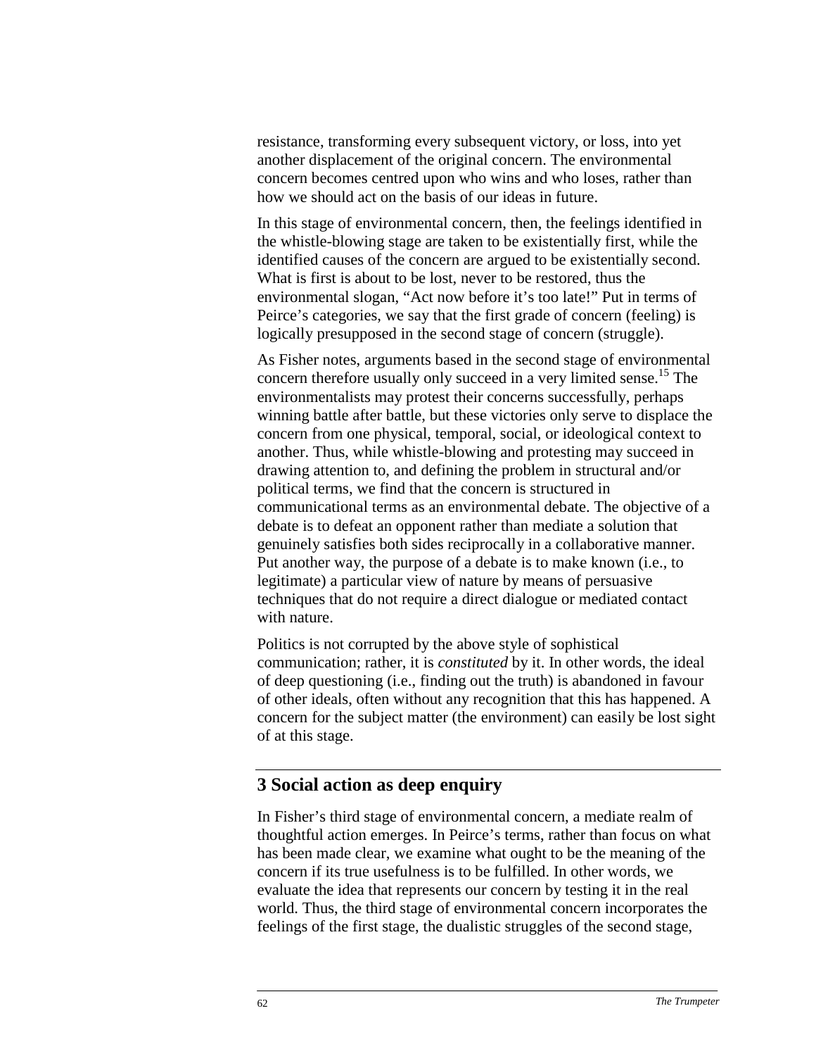resistance, transforming every subsequent victory, or loss, into yet another displacement of the original concern. The environmental concern becomes centred upon who wins and who loses, rather than how we should act on the basis of our ideas in future.

In this stage of environmental concern, then, the feelings identified in the whistle-blowing stage are taken to be existentially first, while the identified causes of the concern are argued to be existentially second. What is first is about to be lost, never to be restored, thus the environmental slogan, "Act now before it's too late!" Put in terms of Peirce's categories, we say that the first grade of concern (feeling) is logically presupposed in the second stage of concern (struggle).

As Fisher notes, arguments based in the second stage of environmental concern therefore usually only succeed in a very limited sense.[15] The environmentalists may protest their concerns successfully, perhaps winning battle after battle, but these victories only serve to displace the concern from one physical, temporal, social, or ideological context to another. Thus, while whistle-blowing and protesting may succeed in drawing attention to, and defining the problem in structural and/or political terms, we find that the concern is structured in communicational terms as an environmental debate. The objective of a debate is to defeat an opponent rather than mediate a solution that genuinely satisfies both sides reciprocally in a collaborative manner. Put another way, the purpose of a debate is to make known (i.e., to legitimate) a particular view of nature by means of persuasive techniques that do not require a direct dialogue or mediated contact with nature.

Politics is not corrupted by the above style of sophistical communication; rather, it is *constituted* by it. In other words, the ideal of deep questioning (i.e., finding out the truth) is abandoned in favour of other ideals, often without any recognition that this has happened. A concern for the subject matter (the environment) can easily be lost sight of at this stage.

## 3 Social action as deep enquiry

In Fisher's third stage of environmental concern, a mediate realm of thoughtful action emerges. In Peirce's terms, rather than focus on what has been made clear, we examine what ought to be the meaning of the concern if its true usefulness is to be fulfilled. In other words, we evaluate the idea that represents our concern by testing it in the real world. Thus, the third stage of environmental concern incorporates the feelings of the first stage, the dualistic struggles of the second stage,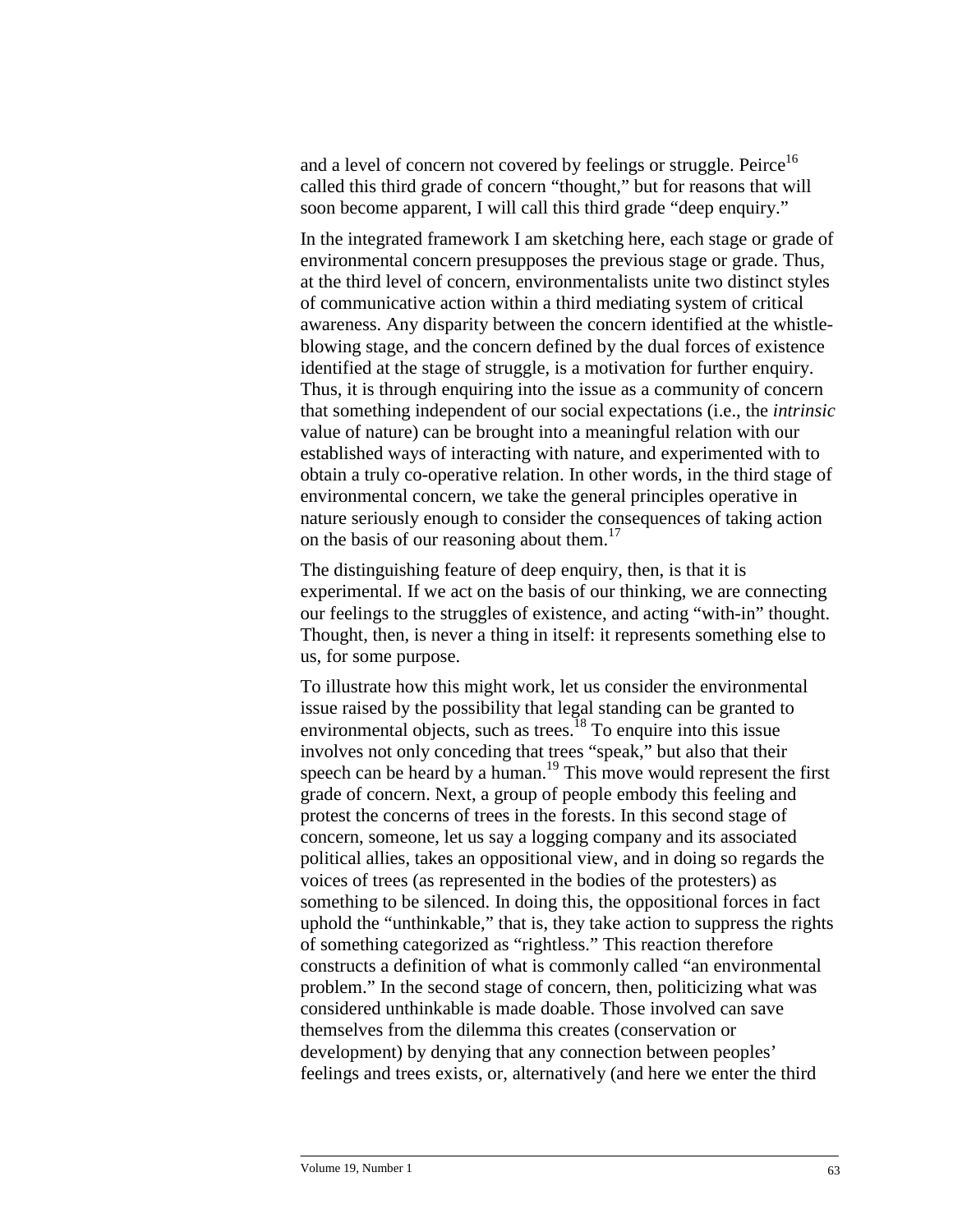and a level of concern not covered by feelings or struggle. Peirce[16] called this third grade of concern "thought," but for reasons that will soon become apparent, I will call this third grade "deep enquiry."

In the integrated framework I am sketching here, each stage or grade of environmental concern presupposes the previous stage or grade. Thus, at the third level of concern, environmentalists unite two distinct styles of communicative action within a third mediating system of critical awareness. Any disparity between the concern identified at the whistle-blowing stage, and the concern defined by the dual forces of existence identified at the stage of struggle, is a motivation for further enquiry. Thus, it is through enquiring into the issue as a community of concern that something independent of our social expectations (i.e., the *intrinsic* value of nature) can be brought into a meaningful relation with our established ways of interacting with nature, and experimented with to obtain a truly co-operative relation. In other words, in the third stage of environmental concern, we take the general principles operative in nature seriously enough to consider the consequences of taking action on the basis of our reasoning about them.[17]

The distinguishing feature of deep enquiry, then, is that it is experimental. If we act on the basis of our thinking, we are connecting our feelings to the struggles of existence, and acting "with-in" thought. Thought, then, is never a thing in itself: it represents something else to us, for some purpose.

To illustrate how this might work, let us consider the environmental issue raised by the possibility that legal standing can be granted to environmental objects, such as trees.[18] To enquire into this issue involves not only conceding that trees "speak," but also that their speech can be heard by a human.[19] This move would represent the first grade of concern. Next, a group of people embody this feeling and protest the concerns of trees in the forests. In this second stage of concern, someone, let us say a logging company and its associated political allies, takes an oppositional view, and in doing so regards the voices of trees (as represented in the bodies of the protesters) as something to be silenced. In doing this, the oppositional forces in fact uphold the "unthinkable," that is, they take action to suppress the rights of something categorized as "rightless." This reaction therefore constructs a definition of what is commonly called "an environmental problem." In the second stage of concern, then, politicizing what was considered unthinkable is made doable. Those involved can save themselves from the dilemma this creates (conservation or development) by denying that any connection between peoples' feelings and trees exists, or, alternatively (and here we enter the third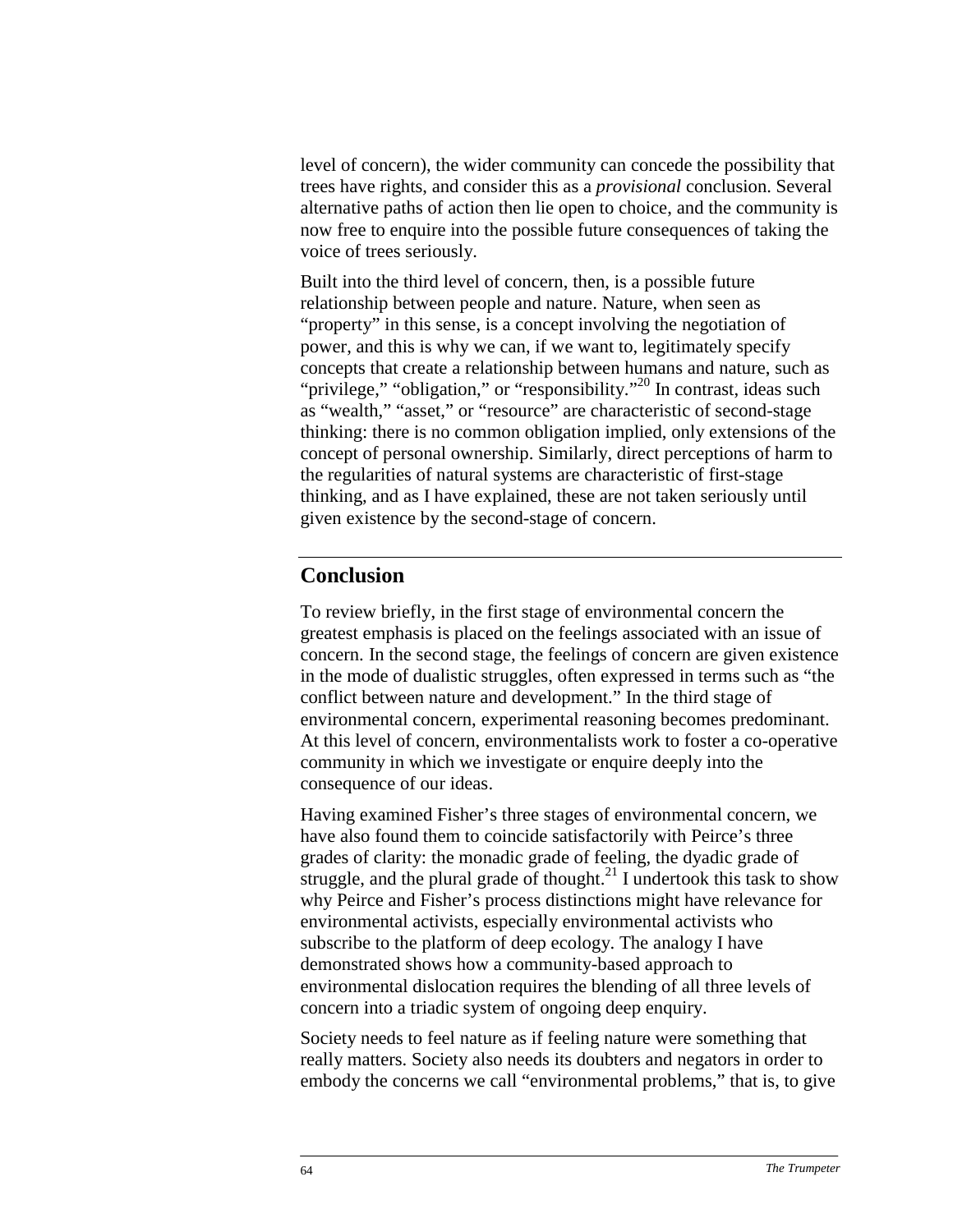level of concern), the wider community can concede the possibility that trees have rights, and consider this as a *provisional* conclusion. Several alternative paths of action then lie open to choice, and the community is now free to enquire into the possible future consequences of taking the voice of trees seriously.

Built into the third level of concern, then, is a possible future relationship between people and nature. Nature, when seen as "property" in this sense, is a concept involving the negotiation of power, and this is why we can, if we want to, legitimately specify concepts that create a relationship between humans and nature, such as "privilege," "obligation," or "responsibility."[20] In contrast, ideas such as "wealth," "asset," or "resource" are characteristic of second-stage thinking: there is no common obligation implied, only extensions of the concept of personal ownership. Similarly, direct perceptions of harm to the regularities of natural systems are characteristic of first-stage thinking, and as I have explained, these are not taken seriously until given existence by the second-stage of concern.

## Conclusion

To review briefly, in the first stage of environmental concern the greatest emphasis is placed on the feelings associated with an issue of concern. In the second stage, the feelings of concern are given existence in the mode of dualistic struggles, often expressed in terms such as "the conflict between nature and development." In the third stage of environmental concern, experimental reasoning becomes predominant. At this level of concern, environmentalists work to foster a co-operative community in which we investigate or enquire deeply into the consequence of our ideas.

Having examined Fisher's three stages of environmental concern, we have also found them to coincide satisfactorily with Peirce's three grades of clarity: the monadic grade of feeling, the dyadic grade of struggle, and the plural grade of thought.[21] I undertook this task to show why Peirce and Fisher's process distinctions might have relevance for environmental activists, especially environmental activists who subscribe to the platform of deep ecology. The analogy I have demonstrated shows how a community-based approach to environmental dislocation requires the blending of all three levels of concern into a triadic system of ongoing deep enquiry.

Society needs to feel nature as if feeling nature were something that really matters. Society also needs its doubters and negators in order to embody the concerns we call "environmental problems," that is, to give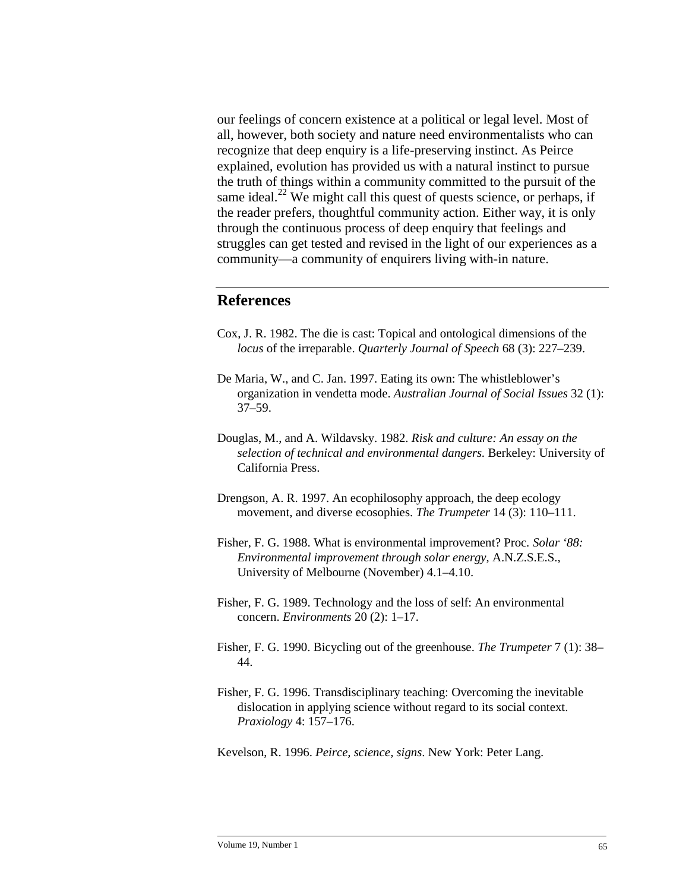our feelings of concern existence at a political or legal level. Most of all, however, both society and nature need environmentalists who can recognize that deep enquiry is a life-preserving instinct. As Peirce explained, evolution has provided us with a natural instinct to pursue the truth of things within a community committed to the pursuit of the same ideal.[22] We might call this quest of quests science, or perhaps, if the reader prefers, thoughtful community action. Either way, it is only through the continuous process of deep enquiry that feelings and struggles can get tested and revised in the light of our experiences as a community—a community of enquirers living with-in nature.

## References

Cox, J. R. 1982. The die is cast: Topical and ontological dimensions of the *locus* of the irreparable. *Quarterly Journal of Speech* 68 (3): 227–239.

De Maria, W., and C. Jan. 1997. Eating its own: The whistleblower's organization in vendetta mode. *Australian Journal of Social Issues* 32 (1): 37–59.

Douglas, M., and A. Wildavsky. 1982. *Risk and culture: An essay on the selection of technical and environmental dangers.* Berkeley: University of California Press.

Drengson, A. R. 1997. An ecophilosophy approach, the deep ecology movement, and diverse ecosophies. *The Trumpeter* 14 (3): 110–111.

Fisher, F. G. 1988. What is environmental improvement? Proc. *Solar '88: Environmental improvement through solar energy*, A.N.Z.S.E.S., University of Melbourne (November) 4.1–4.10.

Fisher, F. G. 1989. Technology and the loss of self: An environmental concern. *Environments* 20 (2): 1–17.

Fisher, F. G. 1990. Bicycling out of the greenhouse. *The Trumpeter* 7 (1): 38–44.

Fisher, F. G. 1996. Transdisciplinary teaching: Overcoming the inevitable dislocation in applying science without regard to its social context. *Praxiology* 4: 157–176.

Kevelson, R. 1996. *Peirce, science, signs*. New York: Peter Lang.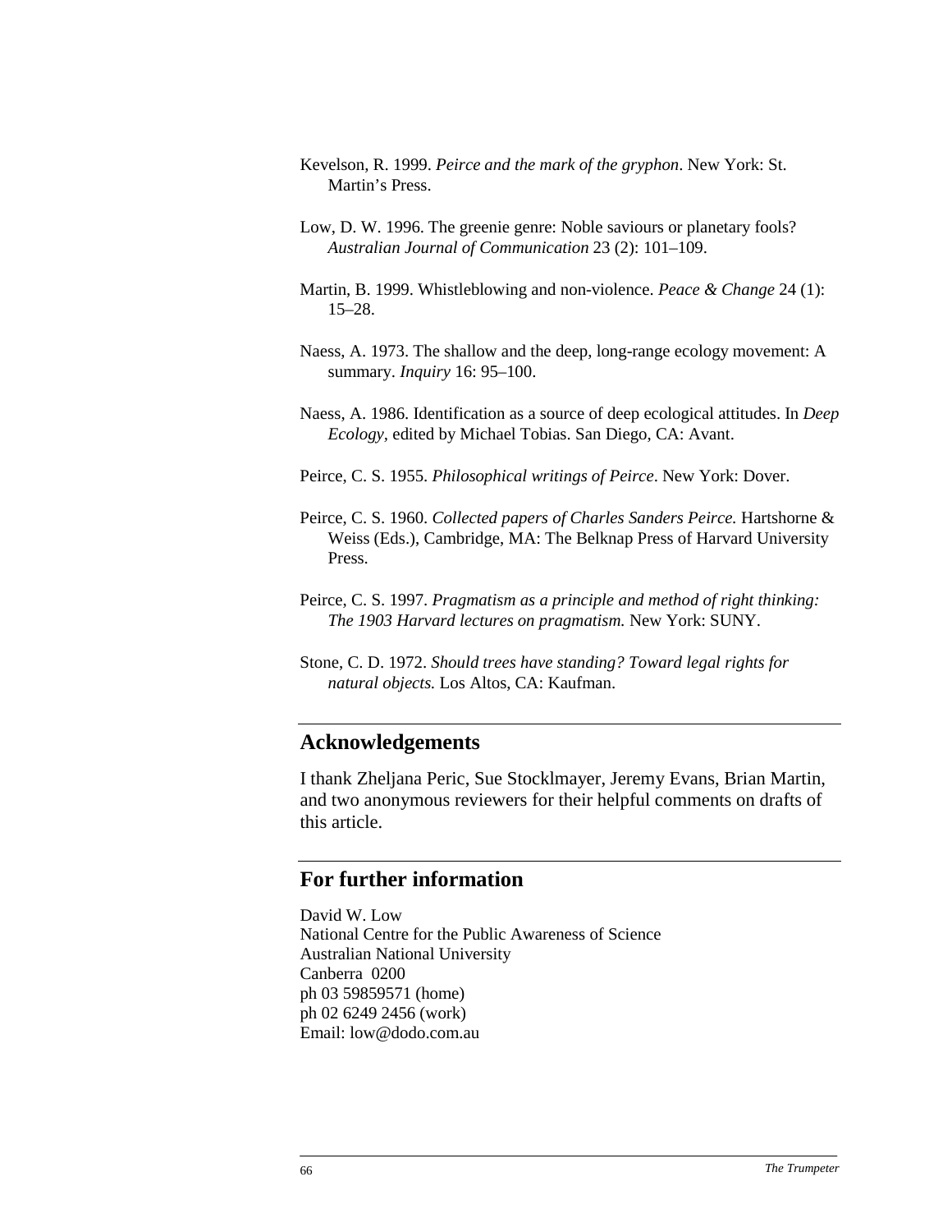Kevelson, R. 1999. *Peirce and the mark of the gryphon*. New York: St. Martin's Press.

Low, D. W. 1996. The greenie genre: Noble saviours or planetary fools? *Australian Journal of Communication* 23 (2): 101–109.

Martin, B. 1999. Whistleblowing and non-violence. *Peace & Change* 24 (1): 15–28.

Naess, A. 1973. The shallow and the deep, long-range ecology movement: A summary. *Inquiry* 16: 95–100.

Naess, A. 1986. Identification as a source of deep ecological attitudes. In *Deep Ecology,* edited by Michael Tobias. San Diego, CA: Avant.

Peirce, C. S. 1955. *Philosophical writings of Peirce*. New York: Dover.

Peirce, C. S. 1960. *Collected papers of Charles Sanders Peirce.* Hartshorne & Weiss (Eds.), Cambridge, MA: The Belknap Press of Harvard University Press.

Peirce, C. S. 1997. *Pragmatism as a principle and method of right thinking: The 1903 Harvard lectures on pragmatism.* New York: SUNY.

Stone, C. D. 1972. *Should trees have standing? Toward legal rights for natural objects.* Los Altos, CA: Kaufman.

## Acknowledgements

I thank Zheljana Peric, Sue Stocklmayer, Jeremy Evans, Brian Martin, and two anonymous reviewers for their helpful comments on drafts of this article.

## For further information

David W. Low
National Centre for the Public Awareness of Science
Australian National University
Canberra 0200
ph 03 59859571 (home)
ph 02 6249 2456 (work)
Email: low@dodo.com.au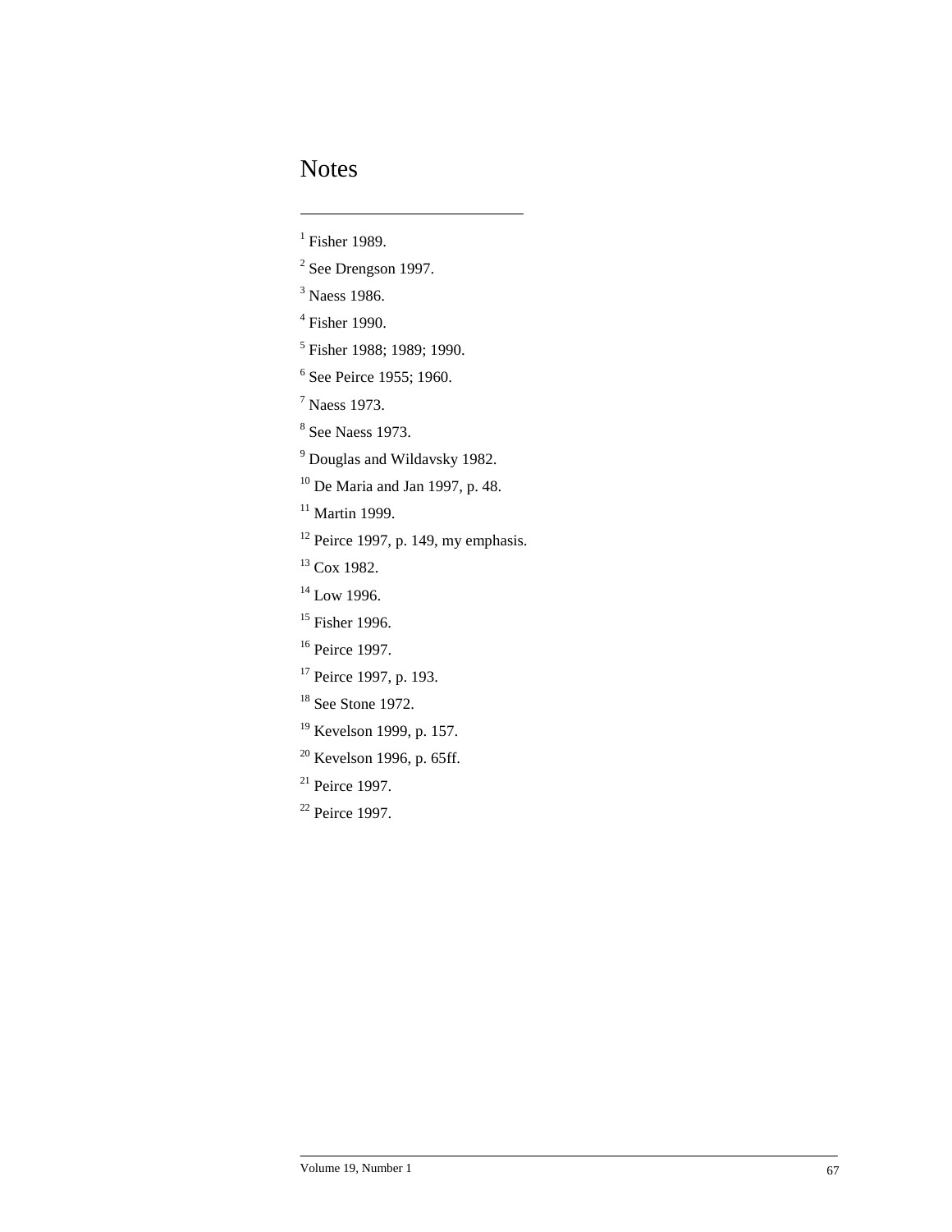# Notes

[1] Fisher 1989.

[2] See Drengson 1997.

[3] Naess 1986.

[4] Fisher 1990.

[5] Fisher 1988; 1989; 1990.

[6] See Peirce 1955; 1960.

[7] Naess 1973.

[8] See Naess 1973.

[9] Douglas and Wildavsky 1982.

[10] De Maria and Jan 1997, p. 48.

[11] Martin 1999.

[12] Peirce 1997, p. 149, my emphasis.

[13] Cox 1982.

[14] Low 1996.

[15] Fisher 1996.

[16] Peirce 1997.

[17] Peirce 1997, p. 193.

[18] See Stone 1972.

[19] Kevelson 1999, p. 157.

[20] Kevelson 1996, p. 65ff.

[21] Peirce 1997.

[22] Peirce 1997.